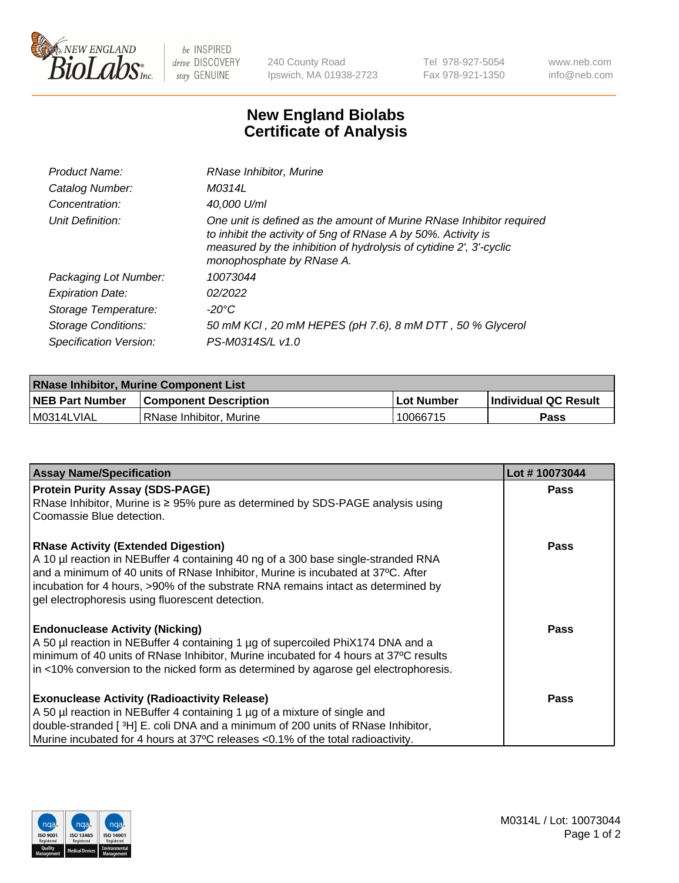# New England Biolabs Certificate of Analysis

| | |
|---|---|
| *Product Name:* | *RNase Inhibitor, Murine* |
| *Catalog Number:* | *M0314L* |
| *Concentration:* | *40,000 U/ml* |
| *Unit Definition:* | *One unit is defined as the amount of Murine RNase Inhibitor required to inhibit the activity of 5ng of RNase A by 50%. Activity is measured by the inhibition of hydrolysis of cytidine 2', 3'-cyclic monophosphate by RNase A.* |
| *Packaging Lot Number:* | *10073044* |
| *Expiration Date:* | *02/2022* |
| *Storage Temperature:* | *-20°C* |
| *Storage Conditions:* | *50 mM KCl , 20 mM HEPES (pH 7.6), 8 mM DTT , 50 % Glycerol* |
| *Specification Version:* | *PS-M0314S/L v1.0* |

| RNase Inhibitor, Murine Component List | | | |
|---|---|---|---|
| **NEB Part Number** | **Component Description** | **Lot Number** | **Individual QC Result** |
| M0314LVIAL | RNase Inhibitor, Murine | 10066715 | **Pass** |

| Assay Name/Specification | Lot # 10073044 |
|---|---|
| **Protein Purity Assay (SDS-PAGE)**<br>RNase Inhibitor, Murine is ≥ 95% pure as determined by SDS-PAGE analysis using Coomassie Blue detection. | **Pass** |
| **RNase Activity (Extended Digestion)**<br>A 10 µl reaction in NEBuffer 4 containing 40 ng of a 300 base single-stranded RNA and a minimum of 40 units of RNase Inhibitor, Murine is incubated at 37ºC. After incubation for 4 hours, >90% of the substrate RNA remains intact as determined by gel electrophoresis using fluorescent detection. | **Pass** |
| **Endonuclease Activity (Nicking)**<br>A 50 µl reaction in NEBuffer 4 containing 1 µg of supercoiled PhiX174 DNA and a minimum of 40 units of RNase Inhibitor, Murine incubated for 4 hours at 37ºC results in <10% conversion to the nicked form as determined by agarose gel electrophoresis. | **Pass** |
| **Exonuclease Activity (Radioactivity Release)**<br>A 50 µl reaction in NEBuffer 4 containing 1 µg of a mixture of single and double-stranded [ $^3$H] E. coli DNA and a minimum of 200 units of RNase Inhibitor, Murine incubated for 4 hours at 37ºC releases <0.1% of the total radioactivity. | **Pass** |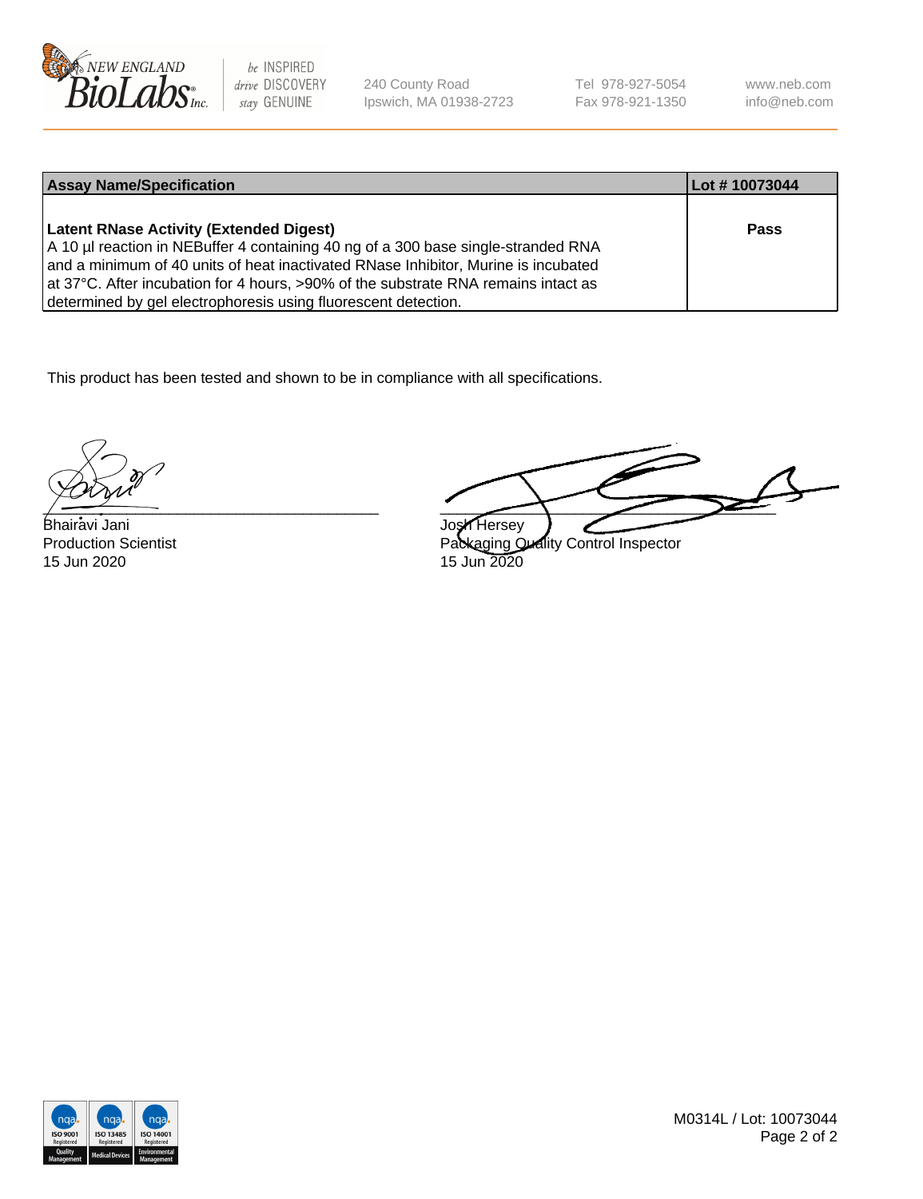240 County Road
Ipswich, MA 01938-2723

Tel 978-927-5054
Fax 978-921-1350

www.neb.com
info@neb.com

| Assay Name/Specification | Lot # 10073044 |
| --- | --- |
| **Latent RNase Activity (Extended Digest)**<br>A 10 µl reaction in NEBuffer 4 containing 40 ng of a 300 base single-stranded RNA and a minimum of 40 units of heat inactivated RNase Inhibitor, Murine is incubated at 37°C. After incubation for 4 hours, >90% of the substrate RNA remains intact as determined by gel electrophoresis using fluorescent detection. | **Pass** |

This product has been tested and shown to be in compliance with all specifications.

Bhairavi Jani
Production Scientist
15 Jun 2020

Josh Hersey
Packaging Quality Control Inspector
15 Jun 2020

M0314L / Lot: 10073044